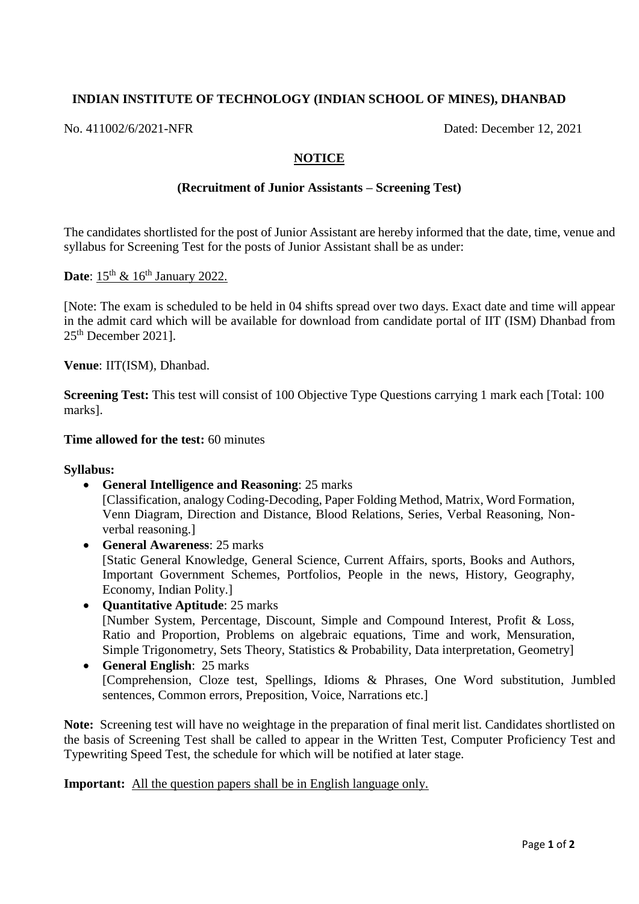# INDIAN INSTITUTE OF TECHNOLOGY (INDIAN SCHOOL OF MINES), DHANBAD

No. 411002/6/2021-NFR Dated: December 12, 2021

## NOTICE

### (Recruitment of Junior Assistants – Screening Test)

The candidates shortlisted for the post of Junior Assistant are hereby informed that the date, time, venue and syllabus for Screening Test for the posts of Junior Assistant shall be as under:

**Date**: 15th & 16th January 2022.

[Note: The exam is scheduled to be held in 04 shifts spread over two days. Exact date and time will appear in the admit card which will be available for download from candidate portal of IIT (ISM) Dhanbad from 25th December 2021].

**Venue**: IIT(ISM), Dhanbad.

**Screening Test:** This test will consist of 100 Objective Type Questions carrying 1 mark each [Total: 100 marks].

**Time allowed for the test:** 60 minutes

**Syllabus:**

- **General Intelligence and Reasoning**: 25 marks
  [Classification, analogy Coding-Decoding, Paper Folding Method, Matrix, Word Formation, Venn Diagram, Direction and Distance, Blood Relations, Series, Verbal Reasoning, Non-verbal reasoning.]
- **General Awareness**: 25 marks
  [Static General Knowledge, General Science, Current Affairs, sports, Books and Authors, Important Government Schemes, Portfolios, People in the news, History, Geography, Economy, Indian Polity.]
- **Quantitative Aptitude**: 25 marks
  [Number System, Percentage, Discount, Simple and Compound Interest, Profit & Loss, Ratio and Proportion, Problems on algebraic equations, Time and work, Mensuration, Simple Trigonometry, Sets Theory, Statistics & Probability, Data interpretation, Geometry]
- **General English**: 25 marks
  [Comprehension, Cloze test, Spellings, Idioms & Phrases, One Word substitution, Jumbled sentences, Common errors, Preposition, Voice, Narrations etc.]

**Note:** Screening test will have no weightage in the preparation of final merit list. Candidates shortlisted on the basis of Screening Test shall be called to appear in the Written Test, Computer Proficiency Test and Typewriting Speed Test, the schedule for which will be notified at later stage.

**Important:** All the question papers shall be in English language only.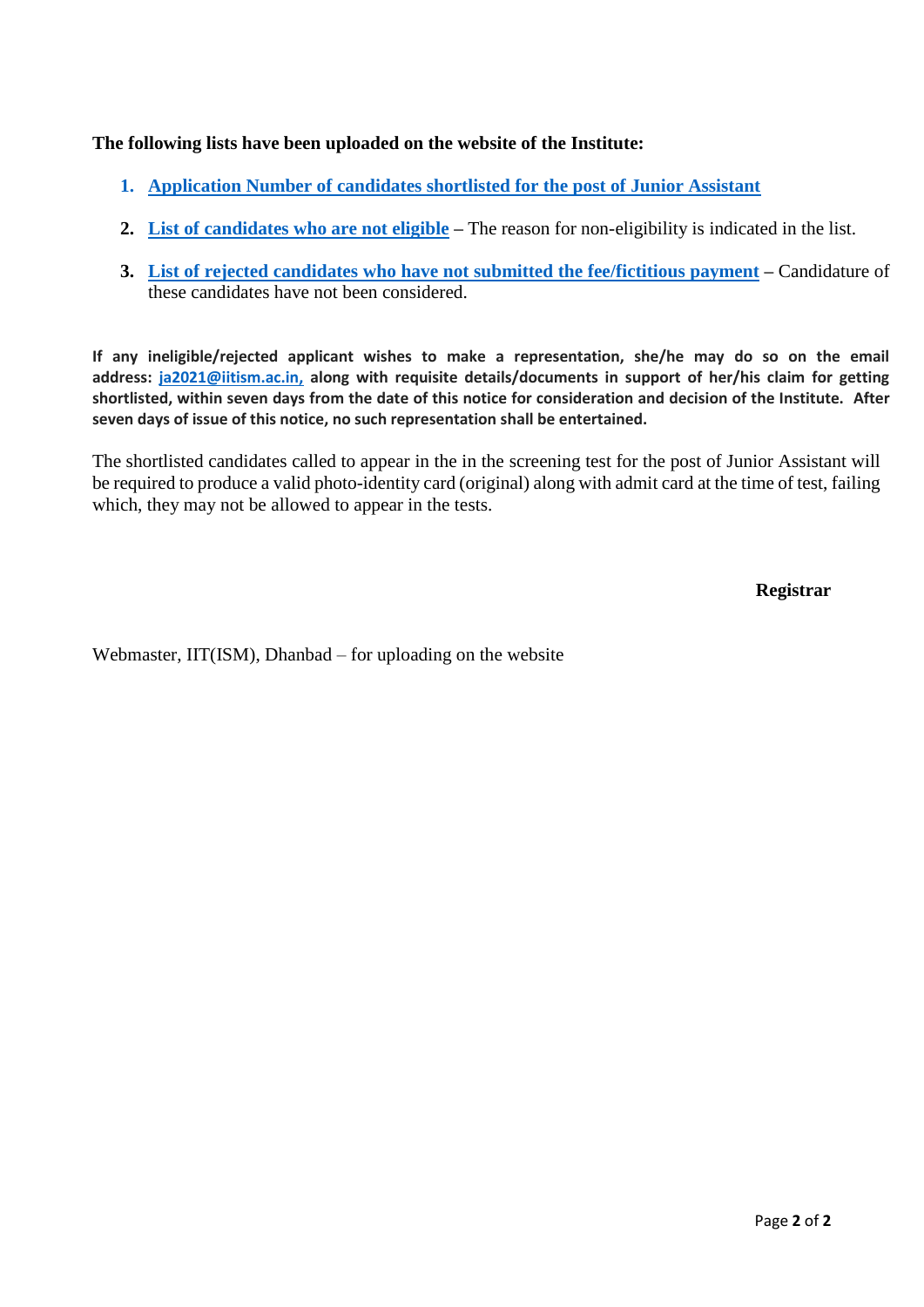**The following lists have been uploaded on the website of the Institute:**

1. **Application Number of candidates shortlisted for the post of Junior Assistant**

2. **List of candidates who are not eligible** – The reason for non-eligibility is indicated in the list.

3. **List of rejected candidates who have not submitted the fee/fictitious payment** – Candidature of these candidates have not been considered.

**If any ineligible/rejected applicant wishes to make a representation, she/he may do so on the email address: ja2021@iitism.ac.in, along with requisite details/documents in support of her/his claim for getting shortlisted, within seven days from the date of this notice for consideration and decision of the Institute. After seven days of issue of this notice, no such representation shall be entertained.**

The shortlisted candidates called to appear in the in the screening test for the post of Junior Assistant will be required to produce a valid photo-identity card (original) along with admit card at the time of test, failing which, they may not be allowed to appear in the tests.

**Registrar**

Webmaster, IIT(ISM), Dhanbad – for uploading on the website